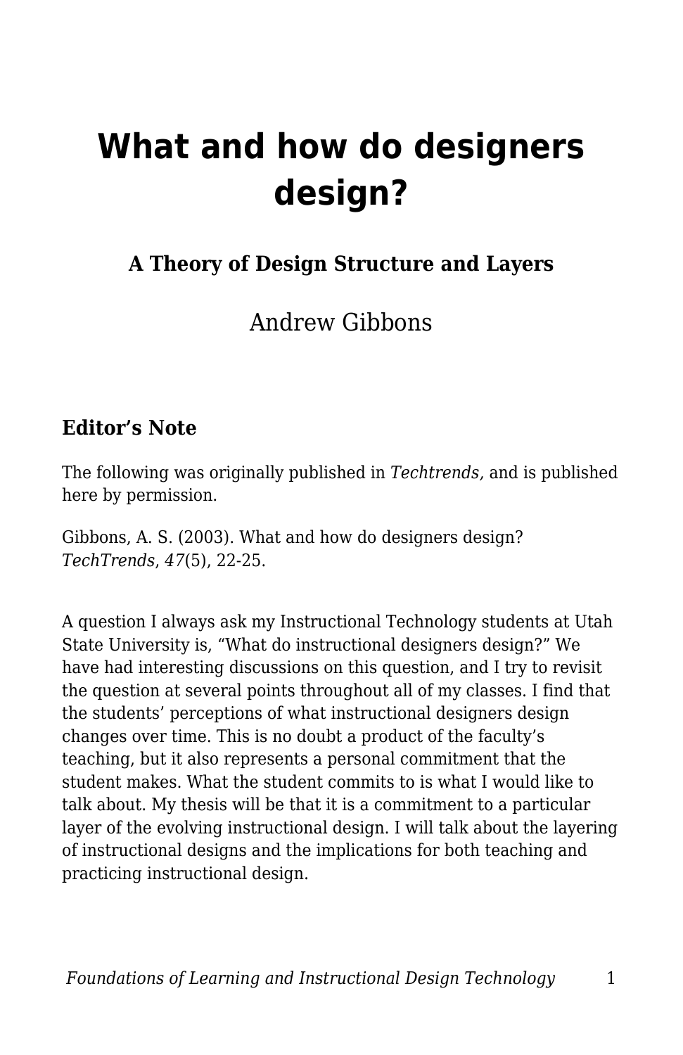# What and how do designers design?

### A Theory of Design Structure and Layers

Andrew Gibbons

## Editor's Note

The following was originally published in *Techtrends,* and is published here by permission.

Gibbons, A. S. (2003). What and how do designers design? *TechTrends*, *47*(5), 22-25.

A question I always ask my Instructional Technology students at Utah State University is, "What do instructional designers design?" We have had interesting discussions on this question, and I try to revisit the question at several points throughout all of my classes. I find that the students' perceptions of what instructional designers design changes over time. This is no doubt a product of the faculty's teaching, but it also represents a personal commitment that the student makes. What the student commits to is what I would like to talk about. My thesis will be that it is a commitment to a particular layer of the evolving instructional design. I will talk about the layering of instructional designs and the implications for both teaching and practicing instructional design.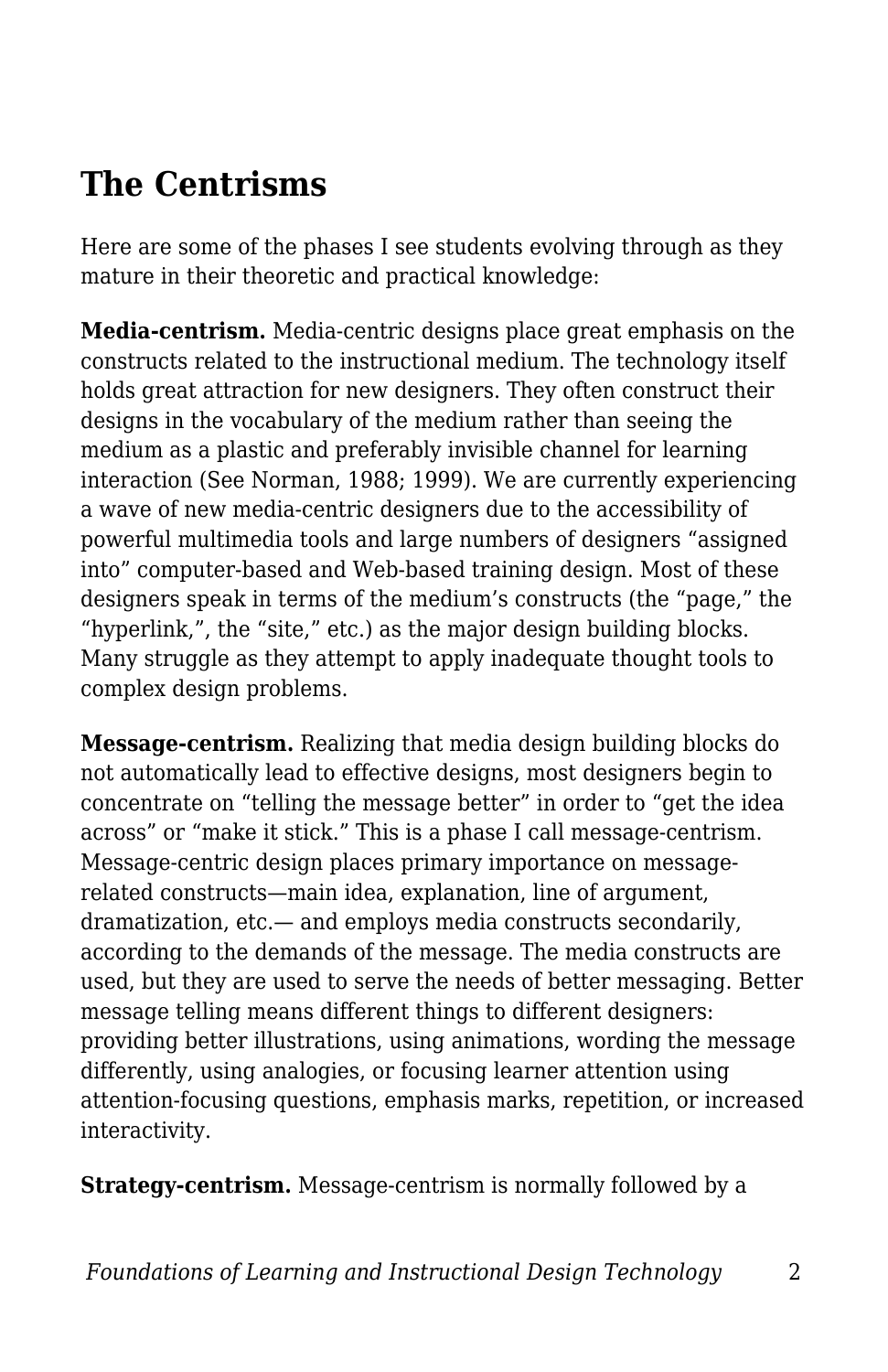## The Centrisms

Here are some of the phases I see students evolving through as they mature in their theoretic and practical knowledge:

**Media-centrism.** Media-centric designs place great emphasis on the constructs related to the instructional medium. The technology itself holds great attraction for new designers. They often construct their designs in the vocabulary of the medium rather than seeing the medium as a plastic and preferably invisible channel for learning interaction (See Norman, 1988; 1999). We are currently experiencing a wave of new media-centric designers due to the accessibility of powerful multimedia tools and large numbers of designers "assigned into" computer-based and Web-based training design. Most of these designers speak in terms of the medium's constructs (the "page," the "hyperlink,", the "site," etc.) as the major design building blocks. Many struggle as they attempt to apply inadequate thought tools to complex design problems.

**Message-centrism.** Realizing that media design building blocks do not automatically lead to effective designs, most designers begin to concentrate on "telling the message better" in order to "get the idea across" or "make it stick." This is a phase I call message-centrism. Message-centric design places primary importance on message-related constructs—main idea, explanation, line of argument, dramatization, etc.— and employs media constructs secondarily, according to the demands of the message. The media constructs are used, but they are used to serve the needs of better messaging. Better message telling means different things to different designers: providing better illustrations, using animations, wording the message differently, using analogies, or focusing learner attention using attention-focusing questions, emphasis marks, repetition, or increased interactivity.

**Strategy-centrism.** Message-centrism is normally followed by a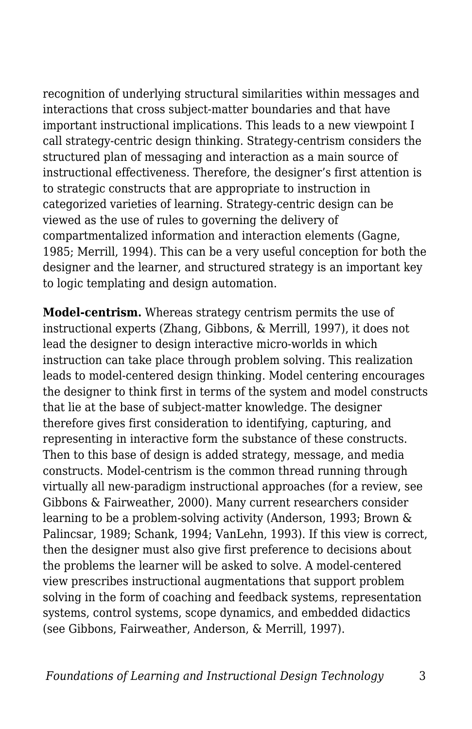recognition of underlying structural similarities within messages and interactions that cross subject-matter boundaries and that have important instructional implications. This leads to a new viewpoint I call strategy-centric design thinking. Strategy-centrism considers the structured plan of messaging and interaction as a main source of instructional effectiveness. Therefore, the designer's first attention is to strategic constructs that are appropriate to instruction in categorized varieties of learning. Strategy-centric design can be viewed as the use of rules to governing the delivery of compartmentalized information and interaction elements (Gagne, 1985; Merrill, 1994). This can be a very useful conception for both the designer and the learner, and structured strategy is an important key to logic templating and design automation.

**Model-centrism.** Whereas strategy centrism permits the use of instructional experts (Zhang, Gibbons, & Merrill, 1997), it does not lead the designer to design interactive micro-worlds in which instruction can take place through problem solving. This realization leads to model-centered design thinking. Model centering encourages the designer to think first in terms of the system and model constructs that lie at the base of subject-matter knowledge. The designer therefore gives first consideration to identifying, capturing, and representing in interactive form the substance of these constructs. Then to this base of design is added strategy, message, and media constructs. Model-centrism is the common thread running through virtually all new-paradigm instructional approaches (for a review, see Gibbons & Fairweather, 2000). Many current researchers consider learning to be a problem-solving activity (Anderson, 1993; Brown & Palincsar, 1989; Schank, 1994; VanLehn, 1993). If this view is correct, then the designer must also give first preference to decisions about the problems the learner will be asked to solve. A model-centered view prescribes instructional augmentations that support problem solving in the form of coaching and feedback systems, representation systems, control systems, scope dynamics, and embedded didactics (see Gibbons, Fairweather, Anderson, & Merrill, 1997).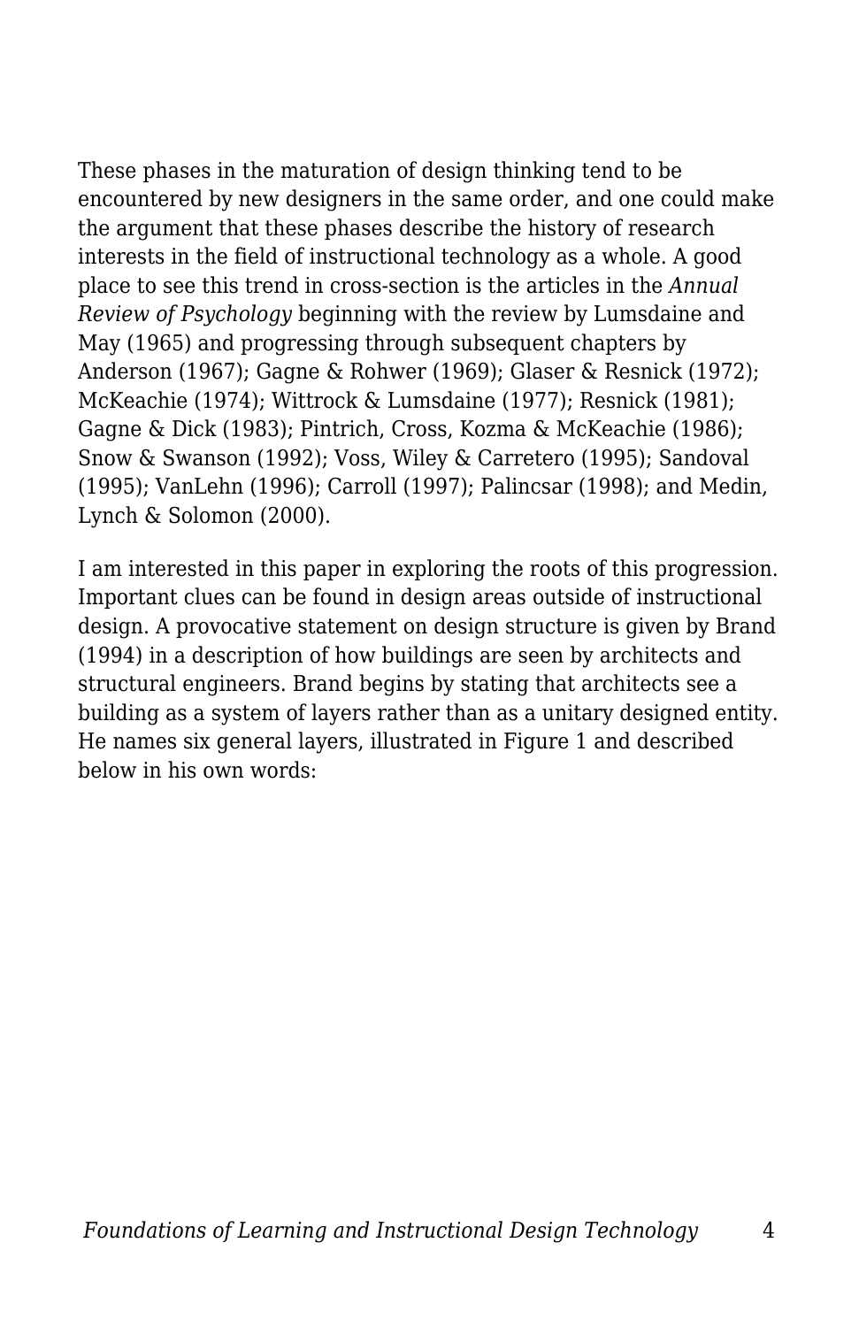These phases in the maturation of design thinking tend to be encountered by new designers in the same order, and one could make the argument that these phases describe the history of research interests in the field of instructional technology as a whole. A good place to see this trend in cross-section is the articles in the *Annual Review of Psychology* beginning with the review by Lumsdaine and May (1965) and progressing through subsequent chapters by Anderson (1967); Gagne & Rohwer (1969); Glaser & Resnick (1972); McKeachie (1974); Wittrock & Lumsdaine (1977); Resnick (1981); Gagne & Dick (1983); Pintrich, Cross, Kozma & McKeachie (1986); Snow & Swanson (1992); Voss, Wiley & Carretero (1995); Sandoval (1995); VanLehn (1996); Carroll (1997); Palincsar (1998); and Medin, Lynch & Solomon (2000).

I am interested in this paper in exploring the roots of this progression. Important clues can be found in design areas outside of instructional design. A provocative statement on design structure is given by Brand (1994) in a description of how buildings are seen by architects and structural engineers. Brand begins by stating that architects see a building as a system of layers rather than as a unitary designed entity. He names six general layers, illustrated in Figure 1 and described below in his own words: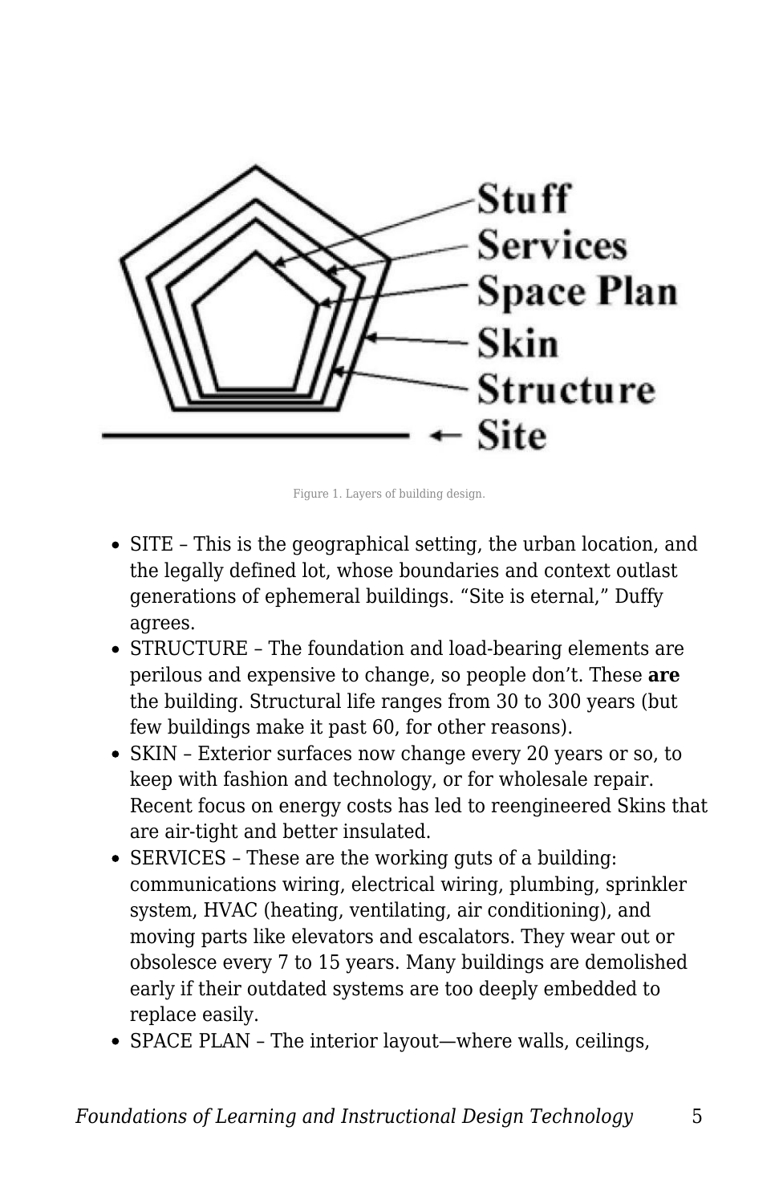Figure 1. Layers of building design.

- SITE – This is the geographical setting, the urban location, and the legally defined lot, whose boundaries and context outlast generations of ephemeral buildings. “Site is eternal,” Duffy agrees.
- STRUCTURE – The foundation and load-bearing elements are perilous and expensive to change, so people don’t. These **are** the building. Structural life ranges from 30 to 300 years (but few buildings make it past 60, for other reasons).
- SKIN – Exterior surfaces now change every 20 years or so, to keep with fashion and technology, or for wholesale repair. Recent focus on energy costs has led to reengineered Skins that are air-tight and better insulated.
- SERVICES – These are the working guts of a building: communications wiring, electrical wiring, plumbing, sprinkler system, HVAC (heating, ventilating, air conditioning), and moving parts like elevators and escalators. They wear out or obsolesce every 7 to 15 years. Many buildings are demolished early if their outdated systems are too deeply embedded to replace easily.
- SPACE PLAN – The interior layout—where walls, ceilings,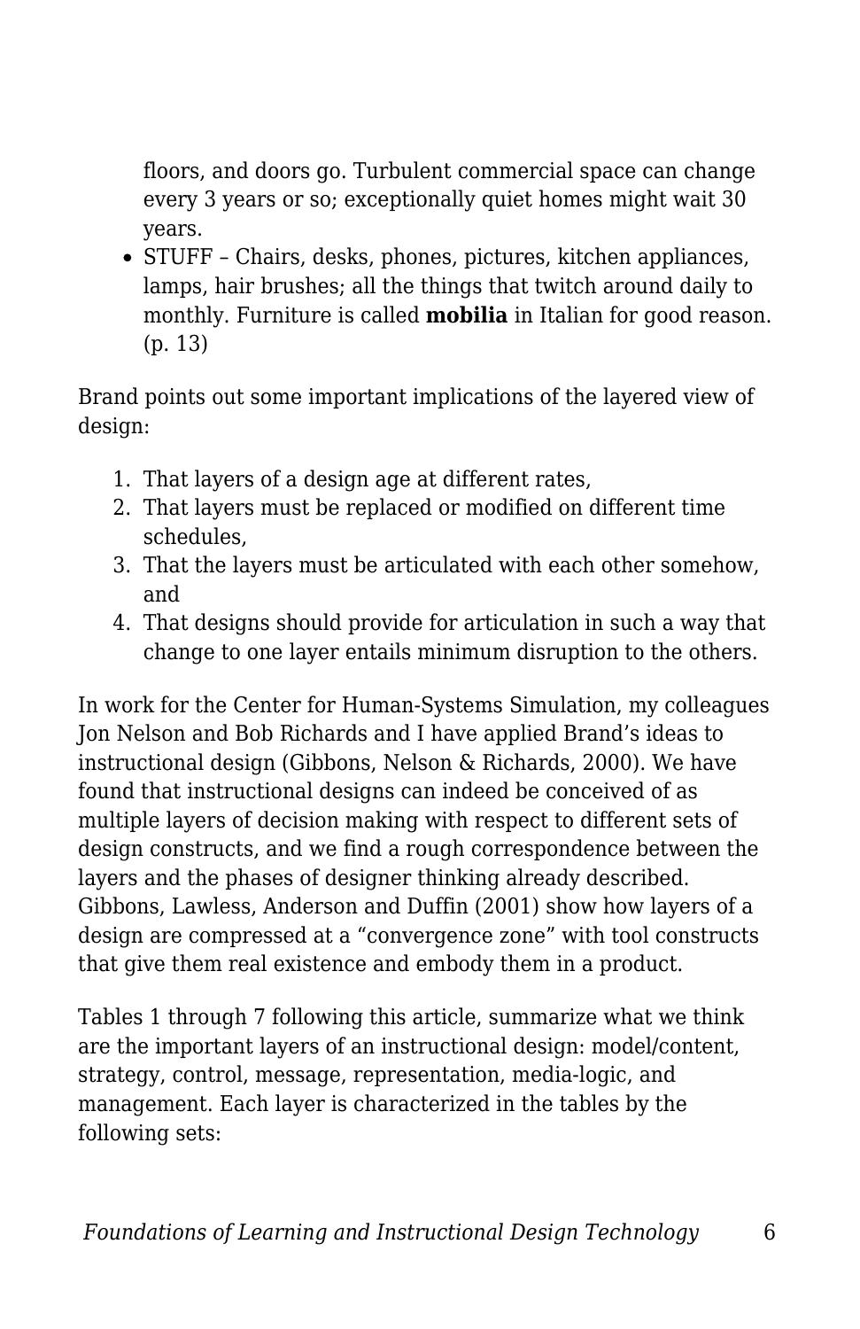floors, and doors go. Turbulent commercial space can change every 3 years or so; exceptionally quiet homes might wait 30 years.

- STUFF – Chairs, desks, phones, pictures, kitchen appliances, lamps, hair brushes; all the things that twitch around daily to monthly. Furniture is called **mobilia** in Italian for good reason. (p. 13)

Brand points out some important implications of the layered view of design:

1. That layers of a design age at different rates,
2. That layers must be replaced or modified on different time schedules,
3. That the layers must be articulated with each other somehow, and
4. That designs should provide for articulation in such a way that change to one layer entails minimum disruption to the others.

In work for the Center for Human-Systems Simulation, my colleagues Jon Nelson and Bob Richards and I have applied Brand's ideas to instructional design (Gibbons, Nelson & Richards, 2000). We have found that instructional designs can indeed be conceived of as multiple layers of decision making with respect to different sets of design constructs, and we find a rough correspondence between the layers and the phases of designer thinking already described. Gibbons, Lawless, Anderson and Duffin (2001) show how layers of a design are compressed at a "convergence zone" with tool constructs that give them real existence and embody them in a product.

Tables 1 through 7 following this article, summarize what we think are the important layers of an instructional design: model/content, strategy, control, message, representation, media-logic, and management. Each layer is characterized in the tables by the following sets: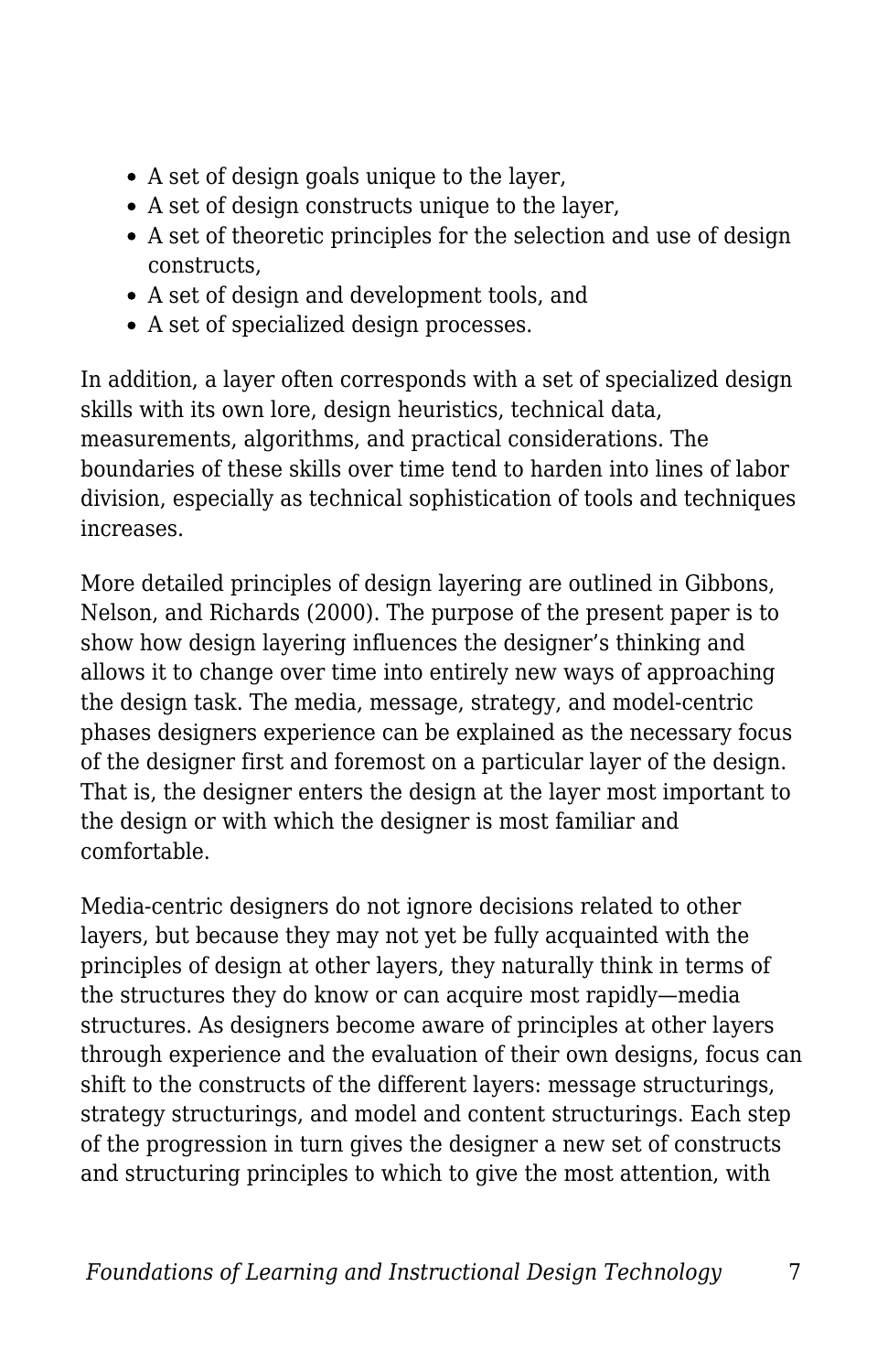- A set of design goals unique to the layer,
- A set of design constructs unique to the layer,
- A set of theoretic principles for the selection and use of design constructs,
- A set of design and development tools, and
- A set of specialized design processes.

In addition, a layer often corresponds with a set of specialized design skills with its own lore, design heuristics, technical data, measurements, algorithms, and practical considerations. The boundaries of these skills over time tend to harden into lines of labor division, especially as technical sophistication of tools and techniques increases.

More detailed principles of design layering are outlined in Gibbons, Nelson, and Richards (2000). The purpose of the present paper is to show how design layering influences the designer's thinking and allows it to change over time into entirely new ways of approaching the design task. The media, message, strategy, and model-centric phases designers experience can be explained as the necessary focus of the designer first and foremost on a particular layer of the design. That is, the designer enters the design at the layer most important to the design or with which the designer is most familiar and comfortable.

Media-centric designers do not ignore decisions related to other layers, but because they may not yet be fully acquainted with the principles of design at other layers, they naturally think in terms of the structures they do know or can acquire most rapidly—media structures. As designers become aware of principles at other layers through experience and the evaluation of their own designs, focus can shift to the constructs of the different layers: message structurings, strategy structurings, and model and content structurings. Each step of the progression in turn gives the designer a new set of constructs and structuring principles to which to give the most attention, with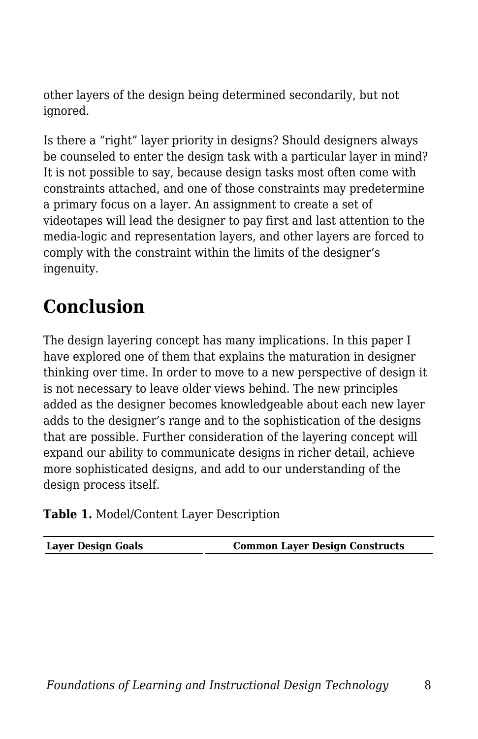other layers of the design being determined secondarily, but not ignored.

Is there a "right" layer priority in designs? Should designers always be counseled to enter the design task with a particular layer in mind? It is not possible to say, because design tasks most often come with constraints attached, and one of those constraints may predetermine a primary focus on a layer. An assignment to create a set of videotapes will lead the designer to pay first and last attention to the media-logic and representation layers, and other layers are forced to comply with the constraint within the limits of the designer's ingenuity.

## Conclusion

The design layering concept has many implications. In this paper I have explored one of them that explains the maturation in designer thinking over time. In order to move to a new perspective of design it is not necessary to leave older views behind. The new principles added as the designer becomes knowledgeable about each new layer adds to the designer's range and to the sophistication of the designs that are possible. Further consideration of the layering concept will expand our ability to communicate designs in richer detail, achieve more sophisticated designs, and add to our understanding of the design process itself.

**Table 1.** Model/Content Layer Description

| Layer Design Goals | Common Layer Design Constructs |
|---|---|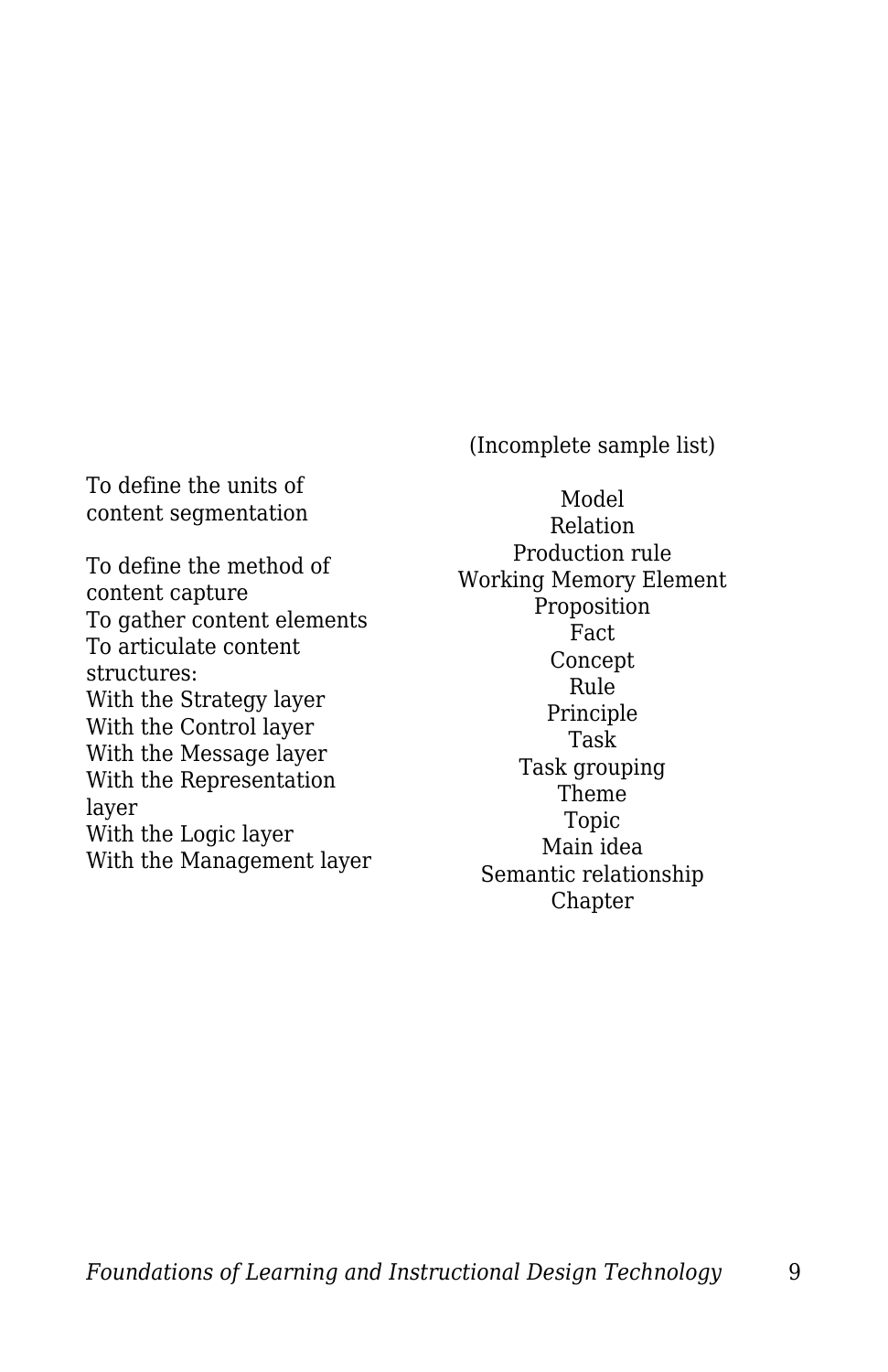| | (Incomplete sample list) |
|---|---|
| To define the units of content segmentation | Model<br>Relation<br>Production rule<br>Working Memory Element<br>Proposition<br>Fact<br>Concept<br>Rule<br>Principle<br>Task<br>Task grouping<br>Theme<br>Topic<br>Main idea<br>Semantic relationship<br>Chapter |
| To define the method of content capture<br>To gather content elements<br>To articulate content structures:<br>With the Strategy layer<br>With the Control layer<br>With the Message layer<br>With the Representation layer<br>With the Logic layer<br>With the Management layer | |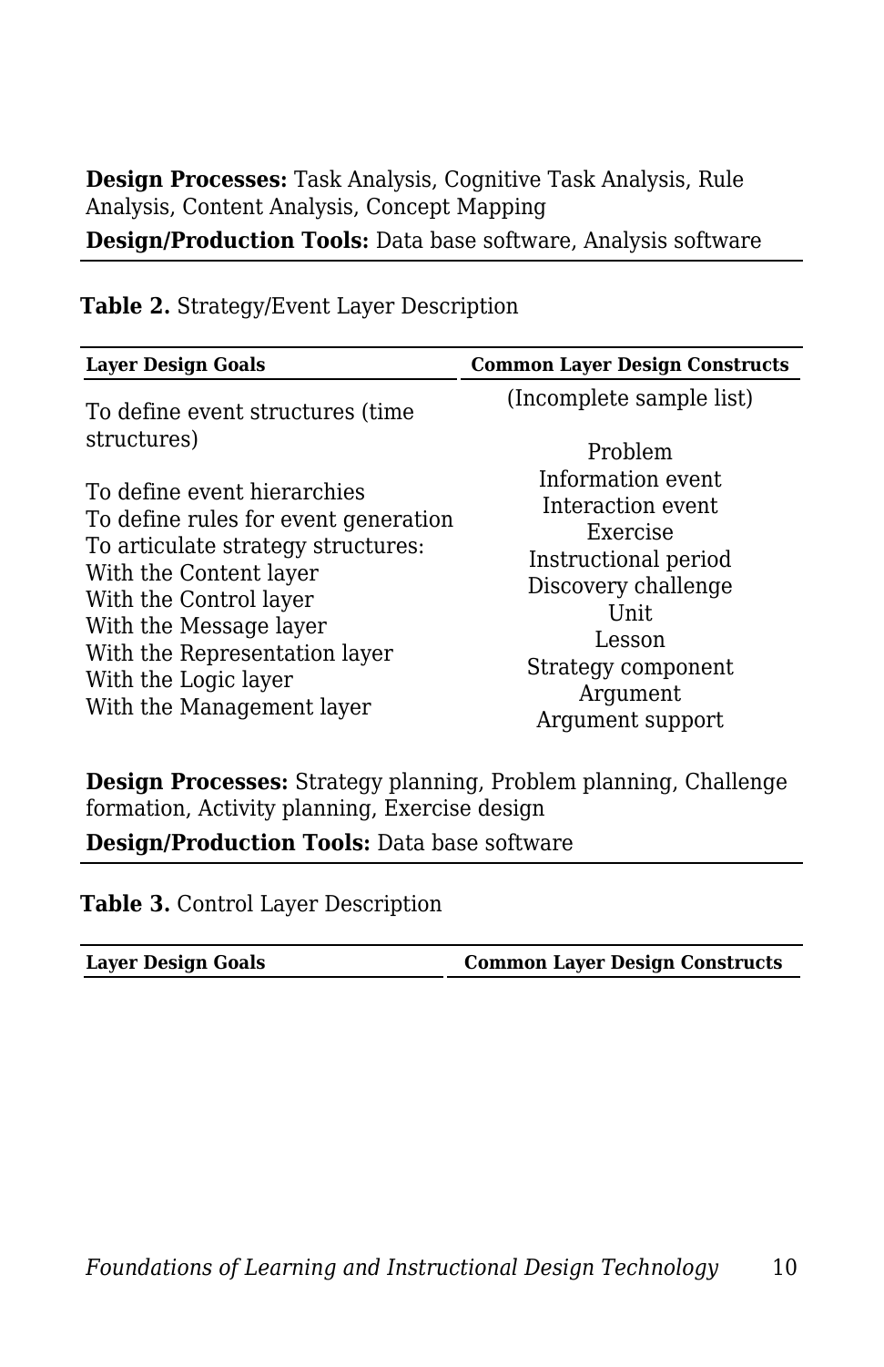**Design Processes:** Task Analysis, Cognitive Task Analysis, Rule Analysis, Content Analysis, Concept Mapping

**Design/Production Tools:** Data base software, Analysis software

**Table 2.** Strategy/Event Layer Description

| Layer Design Goals | Common Layer Design Constructs |
|---|---|
| To define event structures (time structures)<br><br>To define event hierarchies<br>To define rules for event generation<br>To articulate strategy structures:<br>With the Content layer<br>With the Control layer<br>With the Message layer<br>With the Representation layer<br>With the Logic layer<br>With the Management layer | (Incomplete sample list)<br><br>Problem<br>Information event<br>Interaction event<br>Exercise<br>Instructional period<br>Discovery challenge<br>Unit<br>Lesson<br>Strategy component<br>Argument<br>Argument support |

**Design Processes:** Strategy planning, Problem planning, Challenge formation, Activity planning, Exercise design

**Design/Production Tools:** Data base software

**Table 3.** Control Layer Description

| Layer Design Goals | Common Layer Design Constructs |
|---|---|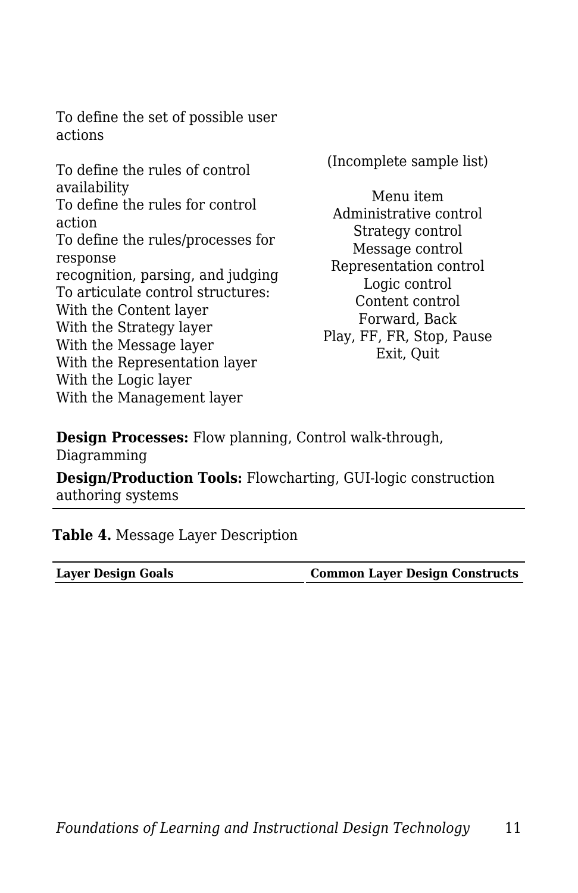| Layer Design Goals | Common Layer Design Constructs |
| --- | --- |
| To define the set of possible user actions<br><br>To define the rules of control availability<br>To define the rules for control action<br>To define the rules/processes for response<br>recognition, parsing, and judging<br>To articulate control structures:<br>With the Content layer<br>With the Strategy layer<br>With the Message layer<br>With the Representation layer<br>With the Logic layer<br>With the Management layer | (Incomplete sample list)<br><br>Menu item<br>Administrative control<br>Strategy control<br>Message control<br>Representation control<br>Logic control<br>Content control<br>Forward, Back<br>Play, FF, FR, Stop, Pause<br>Exit, Quit |

**Design Processes:** Flow planning, Control walk-through, Diagramming

**Design/Production Tools:** Flowcharting, GUI-logic construction authoring systems

**Table 4.** Message Layer Description

| Layer Design Goals | Common Layer Design Constructs |
| --- | --- |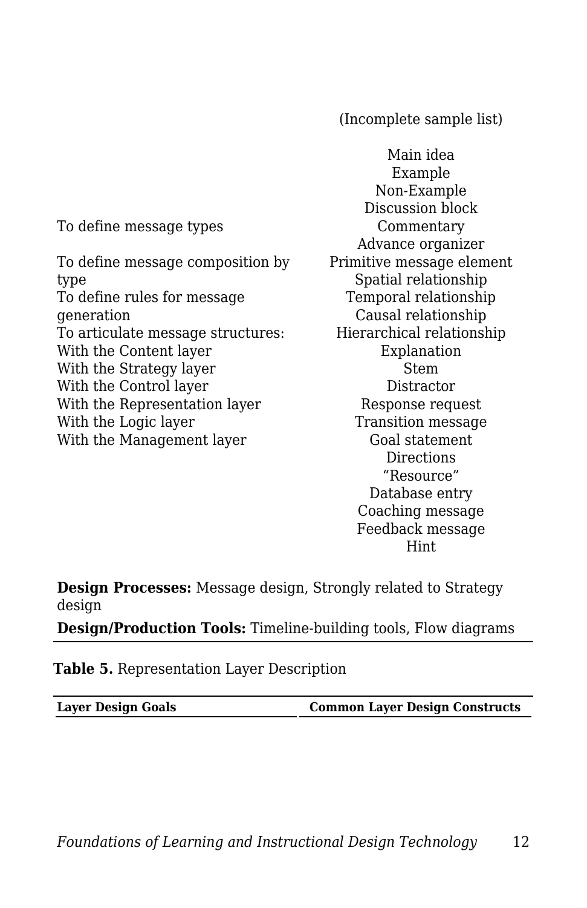| Layer Design Goals | Common Layer Design Constructs |
|---|---|
| | (Incomplete sample list) |
| To define message types<br>To define message composition by type<br>To define rules for message generation<br>To articulate message structures:<br>With the Content layer<br>With the Strategy layer<br>With the Control layer<br>With the Representation layer<br>With the Logic layer<br>With the Management layer | Main idea<br>Example<br>Non-Example<br>Discussion block<br>Commentary<br>Advance organizer<br>Primitive message element<br>Spatial relationship<br>Temporal relationship<br>Causal relationship<br>Hierarchical relationship<br>Explanation<br>Stem<br>Distractor<br>Response request<br>Transition message<br>Goal statement<br>Directions<br>“Resource”<br>Database entry<br>Coaching message<br>Feedback message<br>Hint |

**Design Processes:** Message design, Strongly related to Strategy design

**Design/Production Tools:** Timeline-building tools, Flow diagrams

**Table 5.** Representation Layer Description

| Layer Design Goals | Common Layer Design Constructs |
|---|---|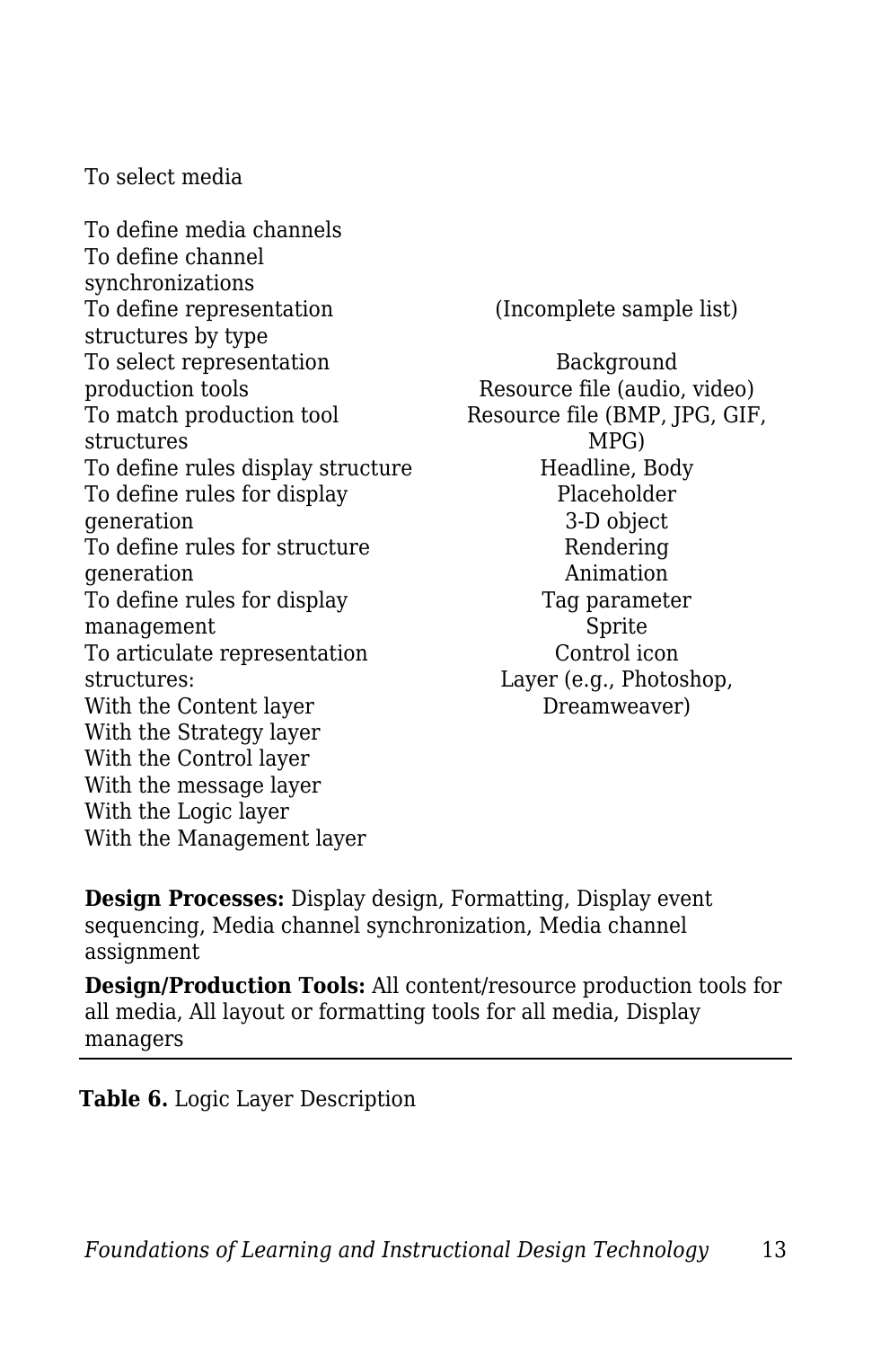| | |
|---|---|
| To select media | |
| To define media channels<br>To define channel synchronizations<br>To define representation structures by type<br>To select representation production tools<br>To match production tool structures<br>To define rules display structure<br>To define rules for display generation<br>To define rules for structure generation<br>To define rules for display management<br>To articulate representation structures:<br>With the Content layer<br>With the Strategy layer<br>With the Control layer<br>With the message layer<br>With the Logic layer<br>With the Management layer | (Incomplete sample list)<br><br>Background<br>Resource file (audio, video)<br>Resource file (BMP, JPG, GIF, MPG)<br>Headline, Body<br>Placeholder<br>3-D object<br>Rendering<br>Animation<br>Tag parameter<br>Sprite<br>Control icon<br>Layer (e.g., Photoshop, Dreamweaver) |

**Design Processes:** Display design, Formatting, Display event sequencing, Media channel synchronization, Media channel assignment

**Design/Production Tools:** All content/resource production tools for all media, All layout or formatting tools for all media, Display managers

**Table 6.** Logic Layer Description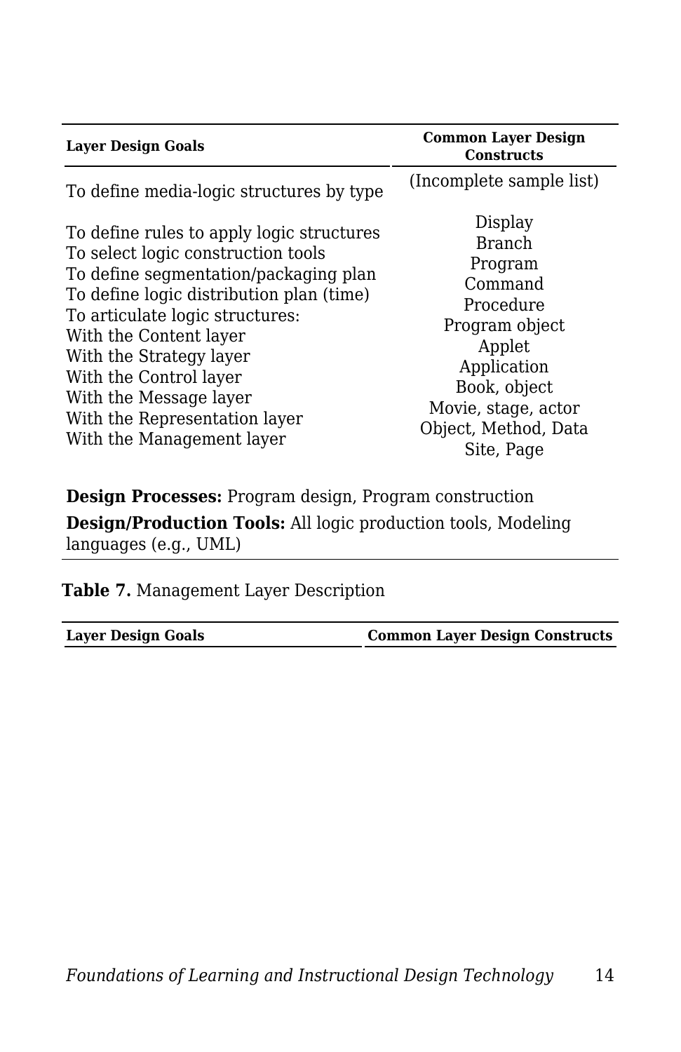| Layer Design Goals | Common Layer Design Constructs |
|---|---|
| To define media-logic structures by type<br><br>To define rules to apply logic structures<br>To select logic construction tools<br>To define segmentation/packaging plan<br>To define logic distribution plan (time)<br>To articulate logic structures:<br>With the Content layer<br>With the Strategy layer<br>With the Control layer<br>With the Message layer<br>With the Representation layer<br>With the Management layer | (Incomplete sample list)<br><br>Display<br>Branch<br>Program<br>Command<br>Procedure<br>Program object<br>Applet<br>Application<br>Book, object<br>Movie, stage, actor<br>Object, Method, Data<br>Site, Page |

**Design Processes:** Program design, Program construction

**Design/Production Tools:** All logic production tools, Modeling languages (e.g., UML)

**Table 7.** Management Layer Description

| Layer Design Goals | Common Layer Design Constructs |
|---|---|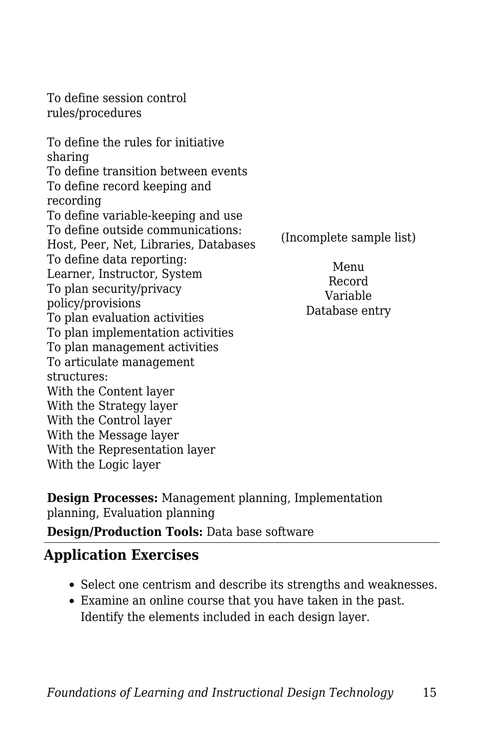| | |
|---|---|
| To define session control rules/procedures<br><br>To define the rules for initiative sharing<br>To define transition between events<br>To define record keeping and recording<br>To define variable-keeping and use<br>To define outside communications: Host, Peer, Net, Libraries, Databases<br>To define data reporting: Learner, Instructor, System<br>To plan security/privacy policy/provisions<br>To plan evaluation activities<br>To plan implementation activities<br>To plan management activities<br>To articulate management structures:<br>With the Content layer<br>With the Strategy layer<br>With the Control layer<br>With the Message layer<br>With the Representation layer<br>With the Logic layer | (Incomplete sample list)<br><br>Menu<br>Record<br>Variable<br>Database entry |

**Design Processes:** Management planning, Implementation planning, Evaluation planning

**Design/Production Tools:** Data base software

## Application Exercises

- Select one centrism and describe its strengths and weaknesses.
- Examine an online course that you have taken in the past. Identify the elements included in each design layer.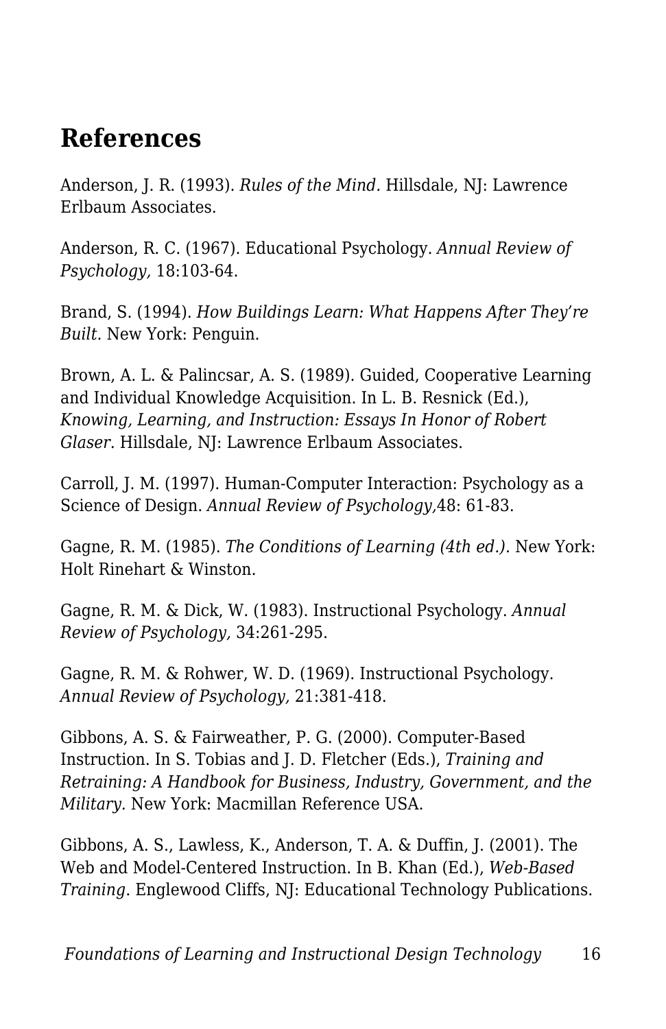## References

Anderson, J. R. (1993). *Rules of the Mind.* Hillsdale, NJ: Lawrence Erlbaum Associates.

Anderson, R. C. (1967). Educational Psychology. *Annual Review of Psychology,* 18:103-64.

Brand, S. (1994). *How Buildings Learn: What Happens After They're Built.* New York: Penguin.

Brown, A. L. & Palincsar, A. S. (1989). Guided, Cooperative Learning and Individual Knowledge Acquisition. In L. B. Resnick (Ed.), *Knowing, Learning, and Instruction: Essays In Honor of Robert Glaser.* Hillsdale, NJ: Lawrence Erlbaum Associates.

Carroll, J. M. (1997). Human-Computer Interaction: Psychology as a Science of Design. *Annual Review of Psychology,*48: 61-83.

Gagne, R. M. (1985). *The Conditions of Learning (4th ed.).* New York: Holt Rinehart & Winston.

Gagne, R. M. & Dick, W. (1983). Instructional Psychology. *Annual Review of Psychology,* 34:261-295.

Gagne, R. M. & Rohwer, W. D. (1969). Instructional Psychology. *Annual Review of Psychology,* 21:381-418.

Gibbons, A. S. & Fairweather, P. G. (2000). Computer-Based Instruction. In S. Tobias and J. D. Fletcher (Eds.), *Training and Retraining: A Handbook for Business, Industry, Government, and the Military.* New York: Macmillan Reference USA.

Gibbons, A. S., Lawless, K., Anderson, T. A. & Duffin, J. (2001). The Web and Model-Centered Instruction. In B. Khan (Ed.), *Web-Based Training*. Englewood Cliffs, NJ: Educational Technology Publications.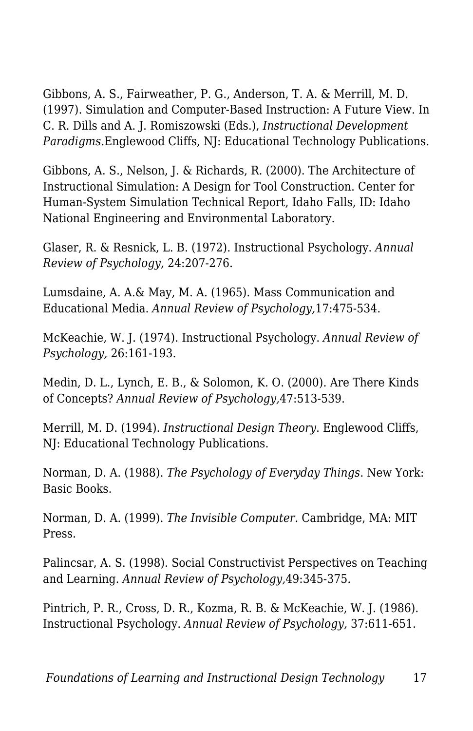Gibbons, A. S., Fairweather, P. G., Anderson, T. A. & Merrill, M. D. (1997). Simulation and Computer-Based Instruction: A Future View. In C. R. Dills and A. J. Romiszowski (Eds.), *Instructional Development Paradigms.*Englewood Cliffs, NJ: Educational Technology Publications.

Gibbons, A. S., Nelson, J. & Richards, R. (2000). The Architecture of Instructional Simulation: A Design for Tool Construction. Center for Human-System Simulation Technical Report, Idaho Falls, ID: Idaho National Engineering and Environmental Laboratory.

Glaser, R. & Resnick, L. B. (1972). Instructional Psychology. *Annual Review of Psychology,* 24:207-276.

Lumsdaine, A. A.& May, M. A. (1965). Mass Communication and Educational Media. *Annual Review of Psychology,*17:475-534.

McKeachie, W. J. (1974). Instructional Psychology. *Annual Review of Psychology,* 26:161-193.

Medin, D. L., Lynch, E. B., & Solomon, K. O. (2000). Are There Kinds of Concepts? *Annual Review of Psychology,*47:513-539.

Merrill, M. D. (1994). *Instructional Design Theory*. Englewood Cliffs, NJ: Educational Technology Publications.

Norman, D. A. (1988). *The Psychology of Everyday Things*. New York: Basic Books.

Norman, D. A. (1999). *The Invisible Computer*. Cambridge, MA: MIT Press.

Palincsar, A. S. (1998). Social Constructivist Perspectives on Teaching and Learning. *Annual Review of Psychology,*49:345-375.

Pintrich, P. R., Cross, D. R., Kozma, R. B. & McKeachie, W. J. (1986). Instructional Psychology. *Annual Review of Psychology,* 37:611-651.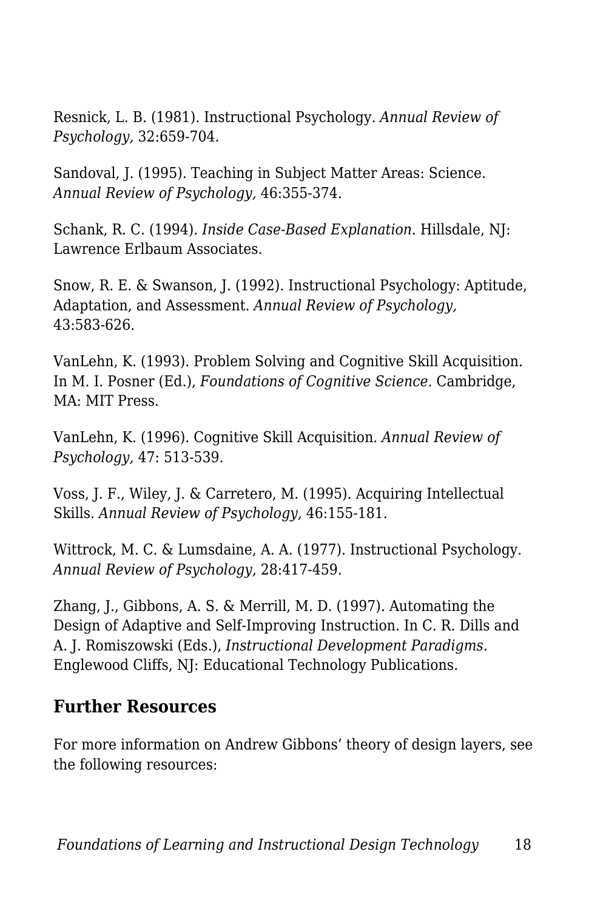Resnick, L. B. (1981). Instructional Psychology. *Annual Review of Psychology,* 32:659-704.

Sandoval, J. (1995). Teaching in Subject Matter Areas: Science. *Annual Review of Psychology,* 46:355-374.

Schank, R. C. (1994). *Inside Case-Based Explanation*. Hillsdale, NJ: Lawrence Erlbaum Associates.

Snow, R. E. & Swanson, J. (1992). Instructional Psychology: Aptitude, Adaptation, and Assessment. *Annual Review of Psychology,* 43:583-626.

VanLehn, K. (1993). Problem Solving and Cognitive Skill Acquisition. In M. I. Posner (Ed.), *Foundations of Cognitive Science*. Cambridge, MA: MIT Press.

VanLehn, K. (1996). Cognitive Skill Acquisition. *Annual Review of Psychology,* 47: 513-539.

Voss, J. F., Wiley, J. & Carretero, M. (1995). Acquiring Intellectual Skills. *Annual Review of Psychology,* 46:155-181.

Wittrock, M. C. & Lumsdaine, A. A. (1977). Instructional Psychology. *Annual Review of Psychology,* 28:417-459.

Zhang, J., Gibbons, A. S. & Merrill, M. D. (1997). Automating the Design of Adaptive and Self-Improving Instruction. In C. R. Dills and A. J. Romiszowski (Eds.), *Instructional Development Paradigms.* Englewood Cliffs, NJ: Educational Technology Publications.

## Further Resources

For more information on Andrew Gibbons' theory of design layers, see the following resources: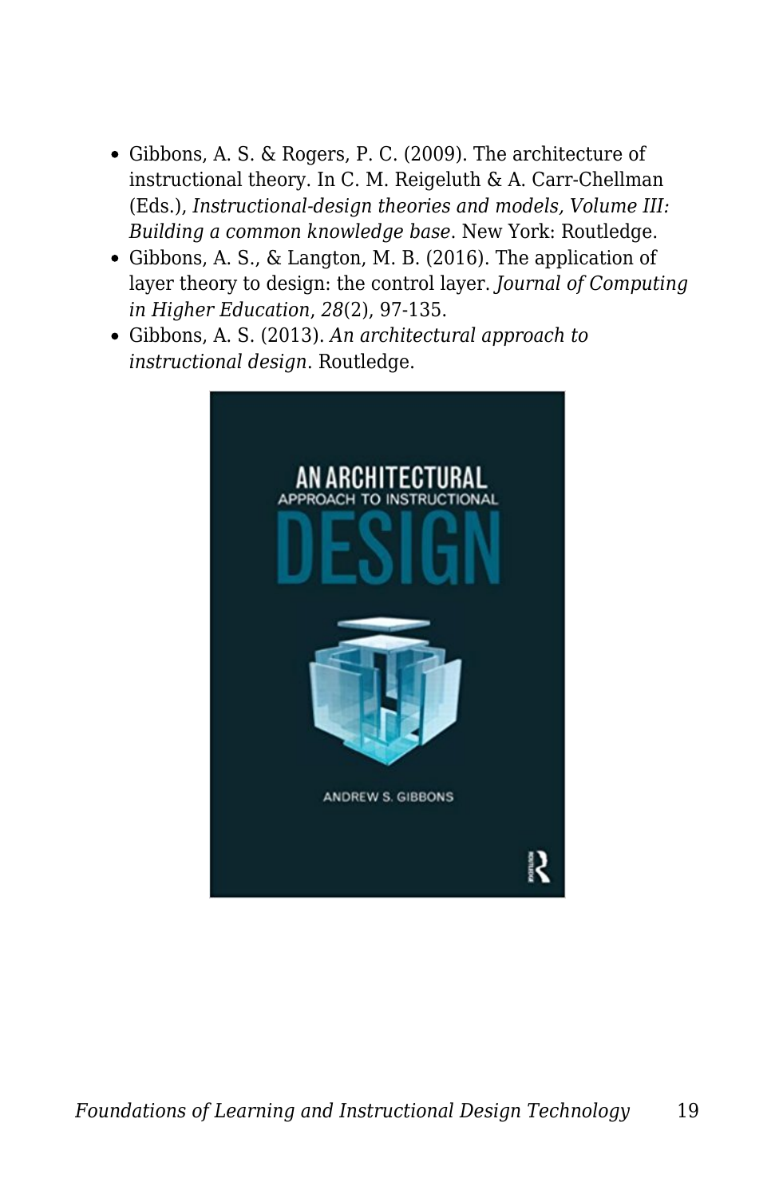- Gibbons, A. S. & Rogers, P. C. (2009). The architecture of instructional theory. In C. M. Reigeluth & A. Carr-Chellman (Eds.), *Instructional-design theories and models, Volume III: Building a common knowledge base*. New York: Routledge.
- Gibbons, A. S., & Langton, M. B. (2016). The application of layer theory to design: the control layer. *Journal of Computing in Higher Education*, *28*(2), 97-135.
- Gibbons, A. S. (2013). *An architectural approach to instructional design*. Routledge.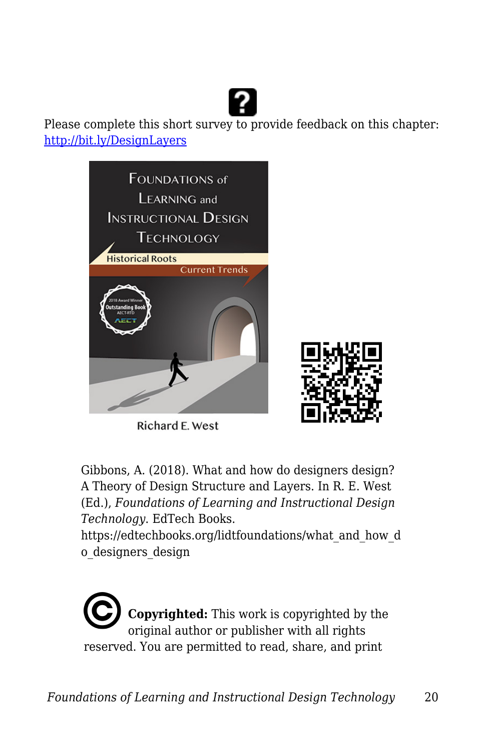Please complete this short survey to provide feedback on this chapter: [http://bit.ly/DesignLayers](http://bit.ly/DesignLayers)

Gibbons, A. (2018). What and how do designers design? A Theory of Design Structure and Layers. In R. E. West (Ed.), *Foundations of Learning and Instructional Design Technology*. EdTech Books. https://edtechbooks.org/lidtfoundations/what_and_how_do_designers_design

**Copyrighted:** This work is copyrighted by the original author or publisher with all rights reserved. You are permitted to read, share, and print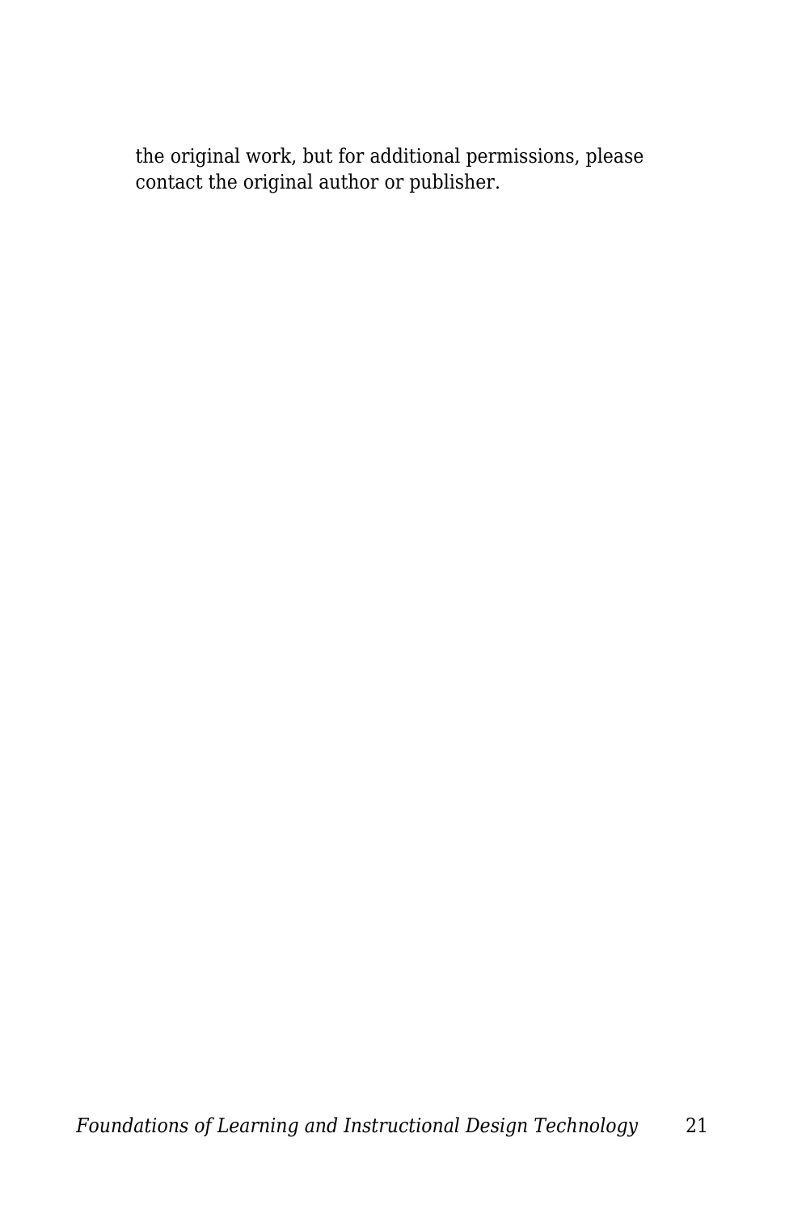the original work, but for additional permissions, please contact the original author or publisher.